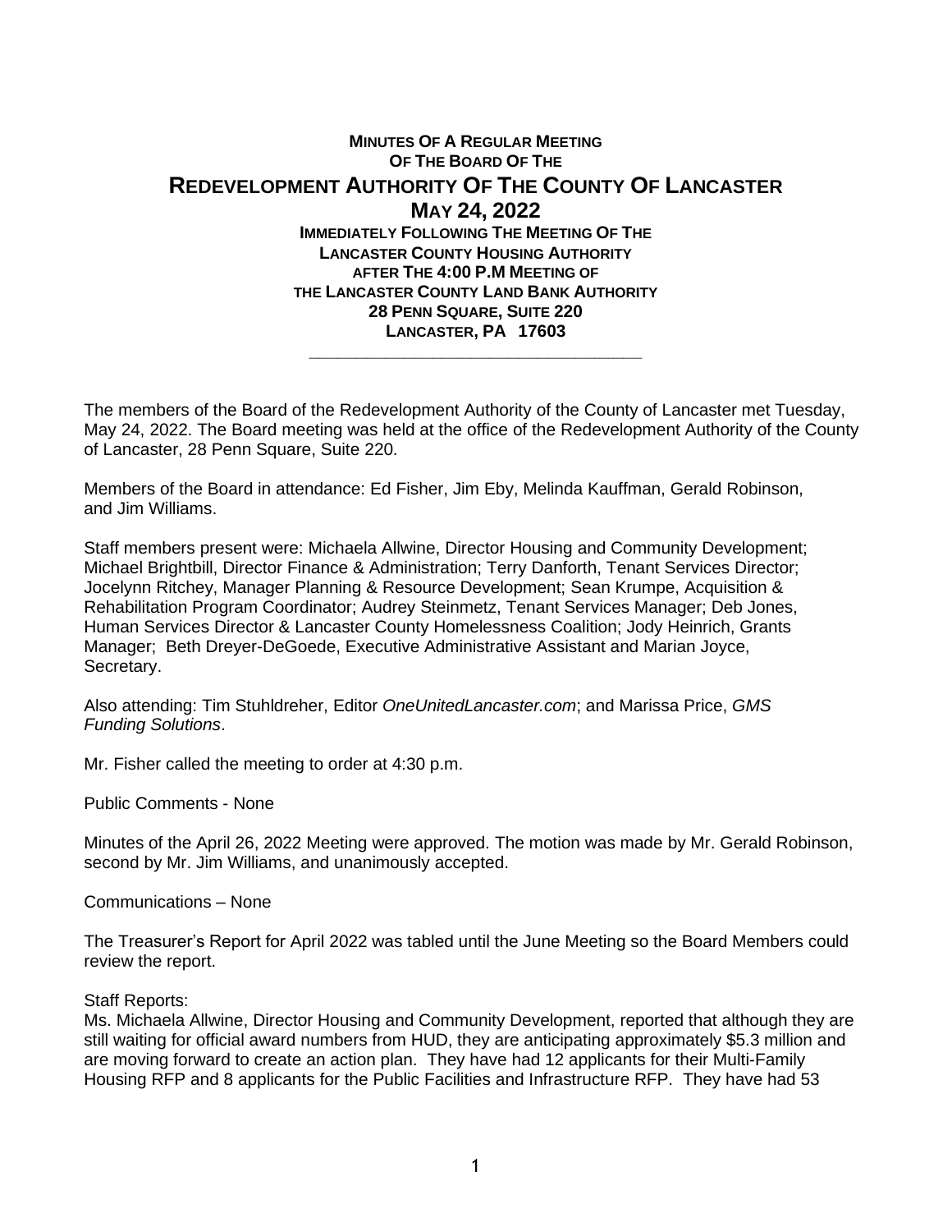**MINUTES OF A REGULAR MEETING**
**OF THE BOARD OF THE**

# REDEVELOPMENT AUTHORITY OF THE COUNTY OF LANCASTER

## MAY 24, 2022

**IMMEDIATELY FOLLOWING THE MEETING OF THE**
**LANCASTER COUNTY HOUSING AUTHORITY**
**AFTER THE 4:00 P.M MEETING OF**
**THE LANCASTER COUNTY LAND BANK AUTHORITY**
**28 PENN SQUARE, SUITE 220**
**LANCASTER, PA 17603**

---

The members of the Board of the Redevelopment Authority of the County of Lancaster met Tuesday, May 24, 2022. The Board meeting was held at the office of the Redevelopment Authority of the County of Lancaster, 28 Penn Square, Suite 220.

Members of the Board in attendance: Ed Fisher, Jim Eby, Melinda Kauffman, Gerald Robinson, and Jim Williams.

Staff members present were: Michaela Allwine, Director Housing and Community Development; Michael Brightbill, Director Finance & Administration; Terry Danforth, Tenant Services Director; Jocelynn Ritchey, Manager Planning & Resource Development; Sean Krumpe, Acquisition & Rehabilitation Program Coordinator; Audrey Steinmetz, Tenant Services Manager; Deb Jones, Human Services Director & Lancaster County Homelessness Coalition; Jody Heinrich, Grants Manager; Beth Dreyer-DeGoede, Executive Administrative Assistant and Marian Joyce, Secretary.

Also attending: Tim Stuhldreher, Editor *OneUnitedLancaster.com*; and Marissa Price, *GMS Funding Solutions*.

Mr. Fisher called the meeting to order at 4:30 p.m.

Public Comments - None

Minutes of the April 26, 2022 Meeting were approved. The motion was made by Mr. Gerald Robinson, second by Mr. Jim Williams, and unanimously accepted.

Communications – None

The Treasurer's Report for April 2022 was tabled until the June Meeting so the Board Members could review the report.

Staff Reports:
Ms. Michaela Allwine, Director Housing and Community Development, reported that although they are still waiting for official award numbers from HUD, they are anticipating approximately $5.3 million and are moving forward to create an action plan. They have had 12 applicants for their Multi-Family Housing RFP and 8 applicants for the Public Facilities and Infrastructure RFP. They have had 53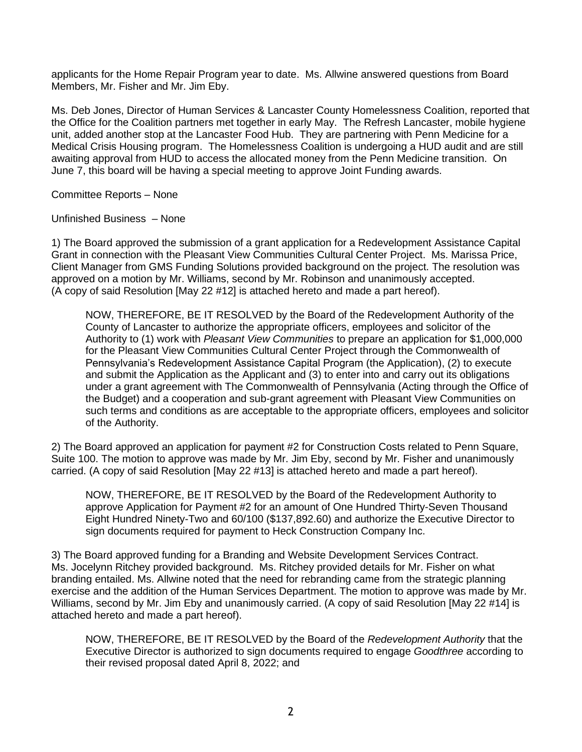applicants for the Home Repair Program year to date. Ms. Allwine answered questions from Board Members, Mr. Fisher and Mr. Jim Eby.

Ms. Deb Jones, Director of Human Services & Lancaster County Homelessness Coalition, reported that the Office for the Coalition partners met together in early May. The Refresh Lancaster, mobile hygiene unit, added another stop at the Lancaster Food Hub. They are partnering with Penn Medicine for a Medical Crisis Housing program. The Homelessness Coalition is undergoing a HUD audit and are still awaiting approval from HUD to access the allocated money from the Penn Medicine transition. On June 7, this board will be having a special meeting to approve Joint Funding awards.

Committee Reports – None

Unfinished Business – None

1) The Board approved the submission of a grant application for a Redevelopment Assistance Capital Grant in connection with the Pleasant View Communities Cultural Center Project. Ms. Marissa Price, Client Manager from GMS Funding Solutions provided background on the project. The resolution was approved on a motion by Mr. Williams, second by Mr. Robinson and unanimously accepted. (A copy of said Resolution [May 22 #12] is attached hereto and made a part hereof).

> NOW, THEREFORE, BE IT RESOLVED by the Board of the Redevelopment Authority of the County of Lancaster to authorize the appropriate officers, employees and solicitor of the Authority to (1) work with *Pleasant View Communities* to prepare an application for $1,000,000 for the Pleasant View Communities Cultural Center Project through the Commonwealth of Pennsylvania's Redevelopment Assistance Capital Program (the Application), (2) to execute and submit the Application as the Applicant and (3) to enter into and carry out its obligations under a grant agreement with The Commonwealth of Pennsylvania (Acting through the Office of the Budget) and a cooperation and sub-grant agreement with Pleasant View Communities on such terms and conditions as are acceptable to the appropriate officers, employees and solicitor of the Authority.

2) The Board approved an application for payment #2 for Construction Costs related to Penn Square, Suite 100. The motion to approve was made by Mr. Jim Eby, second by Mr. Fisher and unanimously carried. (A copy of said Resolution [May 22 #13] is attached hereto and made a part hereof).

> NOW, THEREFORE, BE IT RESOLVED by the Board of the Redevelopment Authority to approve Application for Payment #2 for an amount of One Hundred Thirty-Seven Thousand Eight Hundred Ninety-Two and 60/100 ($137,892.60) and authorize the Executive Director to sign documents required for payment to Heck Construction Company Inc.

3) The Board approved funding for a Branding and Website Development Services Contract. Ms. Jocelynn Ritchey provided background. Ms. Ritchey provided details for Mr. Fisher on what branding entailed. Ms. Allwine noted that the need for rebranding came from the strategic planning exercise and the addition of the Human Services Department. The motion to approve was made by Mr. Williams, second by Mr. Jim Eby and unanimously carried. (A copy of said Resolution [May 22 #14] is attached hereto and made a part hereof).

> NOW, THEREFORE, BE IT RESOLVED by the Board of the *Redevelopment Authority* that the Executive Director is authorized to sign documents required to engage *Goodthree* according to their revised proposal dated April 8, 2022; and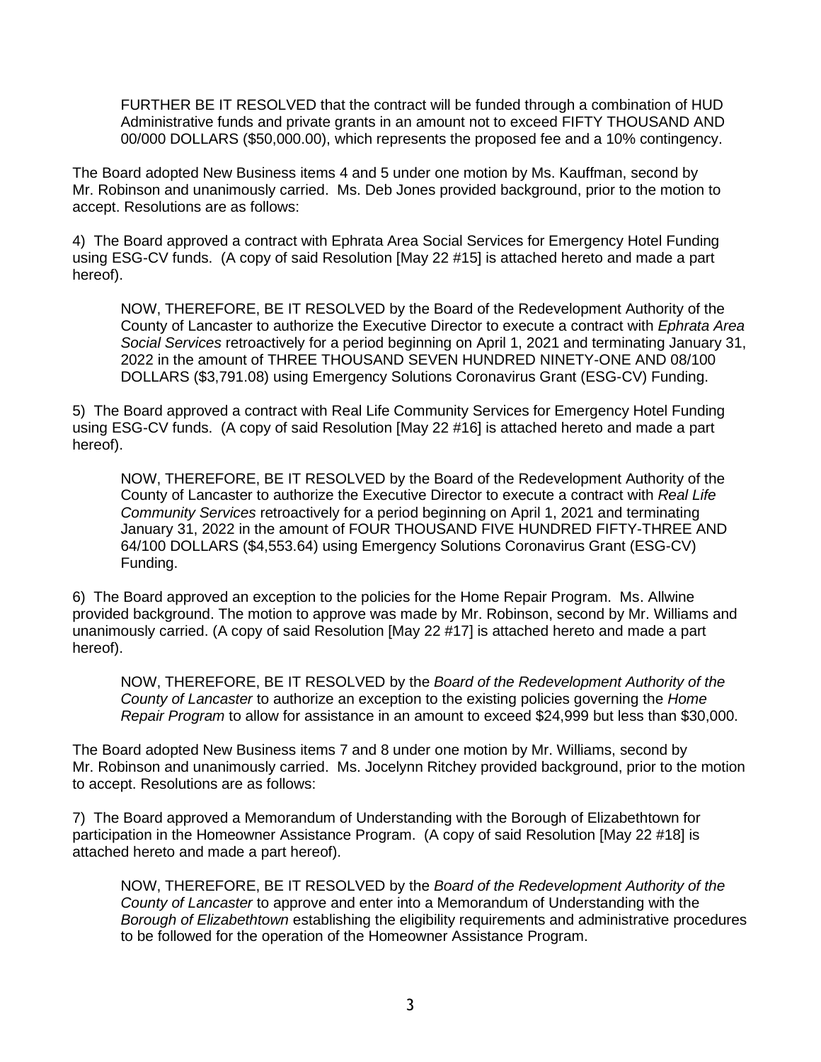FURTHER BE IT RESOLVED that the contract will be funded through a combination of HUD Administrative funds and private grants in an amount not to exceed FIFTY THOUSAND AND 00/000 DOLLARS ($50,000.00), which represents the proposed fee and a 10% contingency.

The Board adopted New Business items 4 and 5 under one motion by Ms. Kauffman, second by Mr. Robinson and unanimously carried. Ms. Deb Jones provided background, prior to the motion to accept. Resolutions are as follows:

4) The Board approved a contract with Ephrata Area Social Services for Emergency Hotel Funding using ESG-CV funds. (A copy of said Resolution [May 22 #15] is attached hereto and made a part hereof).

> NOW, THEREFORE, BE IT RESOLVED by the Board of the Redevelopment Authority of the County of Lancaster to authorize the Executive Director to execute a contract with *Ephrata Area Social Services* retroactively for a period beginning on April 1, 2021 and terminating January 31, 2022 in the amount of THREE THOUSAND SEVEN HUNDRED NINETY-ONE AND 08/100 DOLLARS ($3,791.08) using Emergency Solutions Coronavirus Grant (ESG-CV) Funding.

5) The Board approved a contract with Real Life Community Services for Emergency Hotel Funding using ESG-CV funds. (A copy of said Resolution [May 22 #16] is attached hereto and made a part hereof).

> NOW, THEREFORE, BE IT RESOLVED by the Board of the Redevelopment Authority of the County of Lancaster to authorize the Executive Director to execute a contract with *Real Life Community Services* retroactively for a period beginning on April 1, 2021 and terminating January 31, 2022 in the amount of FOUR THOUSAND FIVE HUNDRED FIFTY-THREE AND 64/100 DOLLARS ($4,553.64) using Emergency Solutions Coronavirus Grant (ESG-CV) Funding.

6) The Board approved an exception to the policies for the Home Repair Program. Ms. Allwine provided background. The motion to approve was made by Mr. Robinson, second by Mr. Williams and unanimously carried. (A copy of said Resolution [May 22 #17] is attached hereto and made a part hereof).

> NOW, THEREFORE, BE IT RESOLVED by the *Board of the Redevelopment Authority of the County of Lancaster* to authorize an exception to the existing policies governing the *Home Repair Program* to allow for assistance in an amount to exceed $24,999 but less than $30,000.

The Board adopted New Business items 7 and 8 under one motion by Mr. Williams, second by Mr. Robinson and unanimously carried. Ms. Jocelynn Ritchey provided background, prior to the motion to accept. Resolutions are as follows:

7) The Board approved a Memorandum of Understanding with the Borough of Elizabethtown for participation in the Homeowner Assistance Program. (A copy of said Resolution [May 22 #18] is attached hereto and made a part hereof).

> NOW, THEREFORE, BE IT RESOLVED by the *Board of the Redevelopment Authority of the County of Lancaster* to approve and enter into a Memorandum of Understanding with the *Borough of Elizabethtown* establishing the eligibility requirements and administrative procedures to be followed for the operation of the Homeowner Assistance Program.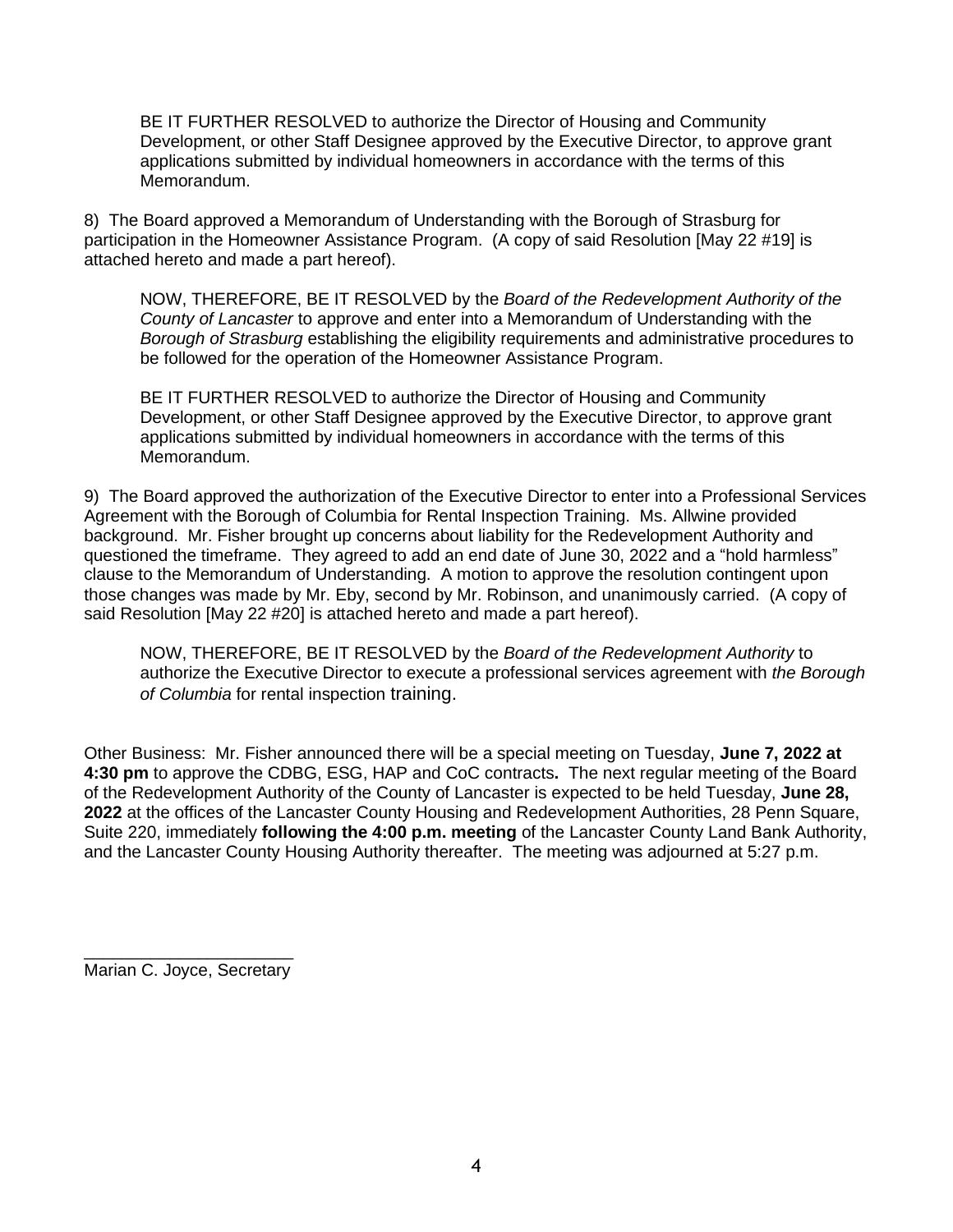BE IT FURTHER RESOLVED to authorize the Director of Housing and Community Development, or other Staff Designee approved by the Executive Director, to approve grant applications submitted by individual homeowners in accordance with the terms of this Memorandum.

8) The Board approved a Memorandum of Understanding with the Borough of Strasburg for participation in the Homeowner Assistance Program. (A copy of said Resolution [May 22 #19] is attached hereto and made a part hereof).

NOW, THEREFORE, BE IT RESOLVED by the *Board of the Redevelopment Authority of the County of Lancaster* to approve and enter into a Memorandum of Understanding with the *Borough of Strasburg* establishing the eligibility requirements and administrative procedures to be followed for the operation of the Homeowner Assistance Program.

BE IT FURTHER RESOLVED to authorize the Director of Housing and Community Development, or other Staff Designee approved by the Executive Director, to approve grant applications submitted by individual homeowners in accordance with the terms of this Memorandum.

9) The Board approved the authorization of the Executive Director to enter into a Professional Services Agreement with the Borough of Columbia for Rental Inspection Training. Ms. Allwine provided background. Mr. Fisher brought up concerns about liability for the Redevelopment Authority and questioned the timeframe. They agreed to add an end date of June 30, 2022 and a "hold harmless" clause to the Memorandum of Understanding. A motion to approve the resolution contingent upon those changes was made by Mr. Eby, second by Mr. Robinson, and unanimously carried. (A copy of said Resolution [May 22 #20] is attached hereto and made a part hereof).

NOW, THEREFORE, BE IT RESOLVED by the *Board of the Redevelopment Authority* to authorize the Executive Director to execute a professional services agreement with *the Borough of Columbia* for rental inspection training.

Other Business: Mr. Fisher announced there will be a special meeting on Tuesday, **June 7, 2022 at 4:30 pm** to approve the CDBG, ESG, HAP and CoC contracts**.** The next regular meeting of the Board of the Redevelopment Authority of the County of Lancaster is expected to be held Tuesday, **June 28, 2022** at the offices of the Lancaster County Housing and Redevelopment Authorities, 28 Penn Square, Suite 220, immediately **following the 4:00 p.m. meeting** of the Lancaster County Land Bank Authority, and the Lancaster County Housing Authority thereafter. The meeting was adjourned at 5:27 p.m.

\_\_\_\_\_\_\_\_\_\_\_\_\_\_\_\_\_\_\_\_\_\_\_\_

Marian C. Joyce, Secretary